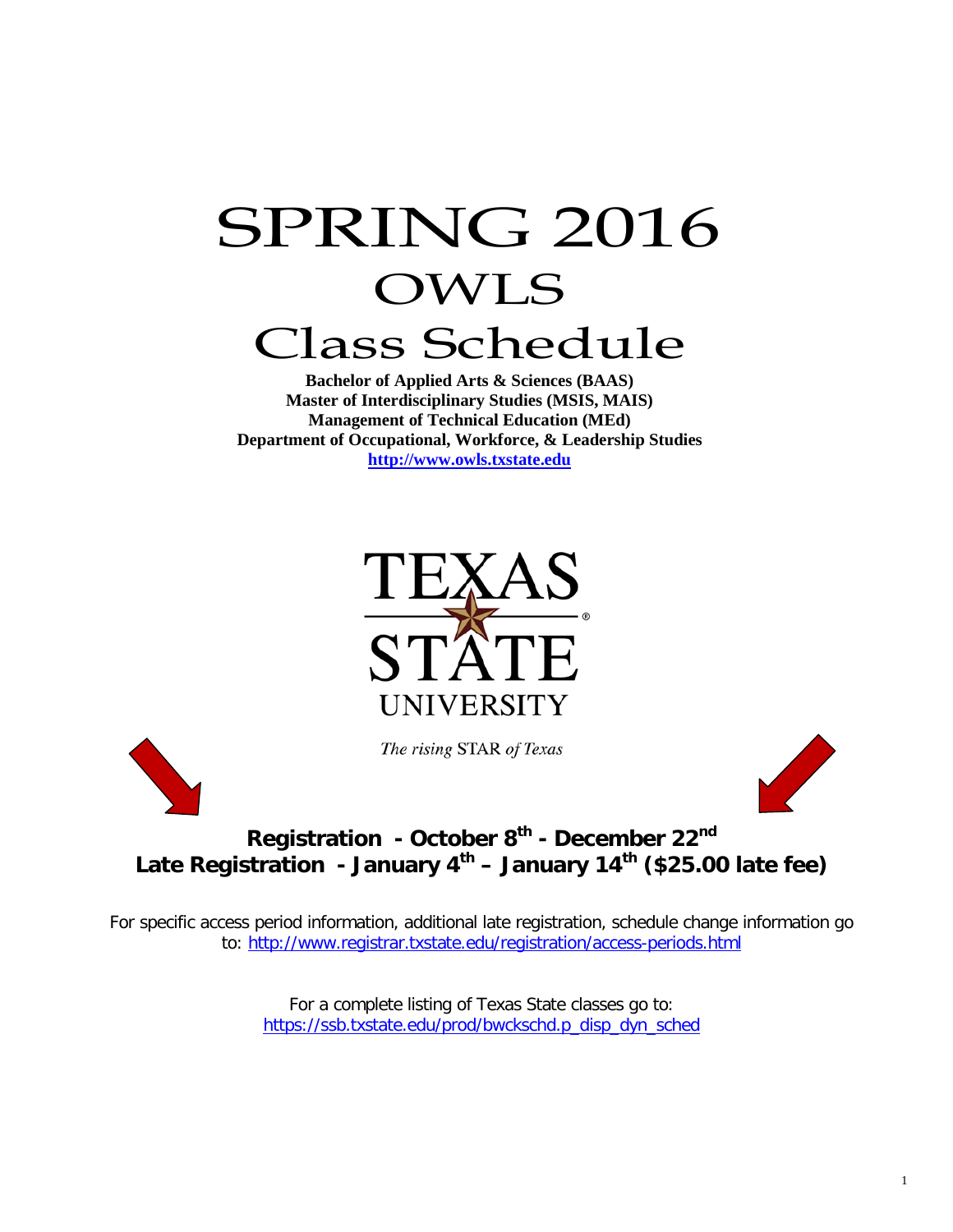# SPRING 2016
# OWLS
# Class Schedule

**Bachelor of Applied Arts & Sciences (BAAS)**
**Master of Interdisciplinary Studies (MSIS, MAIS)**
**Management of Technical Education (MEd)**
**Department of Occupational, Workforce, & Leadership Studies**
**http://www.owls.txstate.edu**

TEXAS STATE UNIVERSITY

*The rising* STAR *of Texas*

**Registration - October 8th - December 22nd**
**Late Registration - January 4th – January 14th ($25.00 late fee)**

For specific access period information, additional late registration, schedule change information go to: http://www.registrar.txstate.edu/registration/access-periods.html

For a complete listing of Texas State classes go to: https://ssb.txstate.edu/prod/bwckschd.p_disp_dyn_sched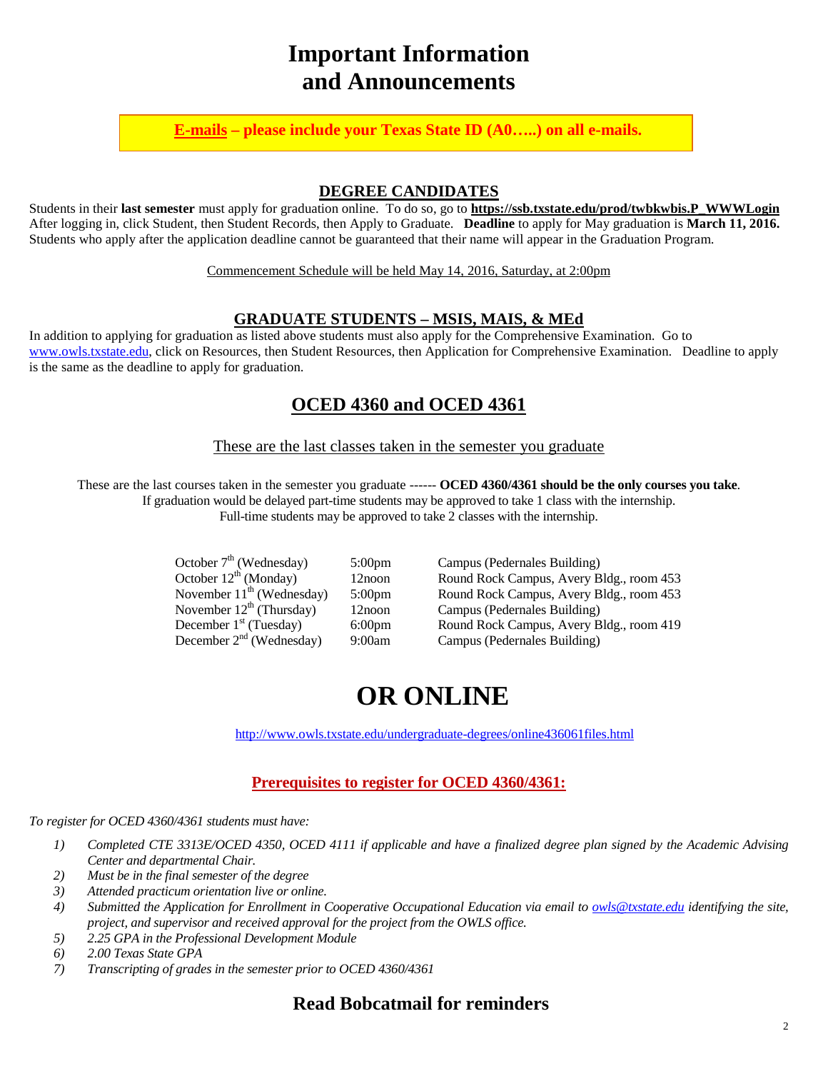# Important Information and Announcements

**E-mails – please include your Texas State ID (A0…..) on all e-mails.**

## DEGREE CANDIDATES

Students in their **last semester** must apply for graduation online. To do so, go to **https://ssb.txstate.edu/prod/twbkwbis.P_WWWLogin** After logging in, click Student, then Student Records, then Apply to Graduate. **Deadline** to apply for May graduation is **March 11, 2016.** Students who apply after the application deadline cannot be guaranteed that their name will appear in the Graduation Program.

Commencement Schedule will be held May 14, 2016, Saturday, at 2:00pm

## GRADUATE STUDENTS – MSIS, MAIS, & MEd

In addition to applying for graduation as listed above students must also apply for the Comprehensive Examination. Go to www.owls.txstate.edu, click on Resources, then Student Resources, then Application for Comprehensive Examination. Deadline to apply is the same as the deadline to apply for graduation.

## OCED 4360 and OCED 4361

These are the last classes taken in the semester you graduate

These are the last courses taken in the semester you graduate ------ **OCED 4360/4361 should be the only courses you take**. If graduation would be delayed part-time students may be approved to take 1 class with the internship. Full-time students may be approved to take 2 classes with the internship.

| Date | Time | Location |
|---|---|---|
| October 7th (Wednesday) | 5:00pm | Campus (Pedernales Building) |
| October 12th (Monday) | 12noon | Round Rock Campus, Avery Bldg., room 453 |
| November 11th (Wednesday) | 5:00pm | Round Rock Campus, Avery Bldg., room 453 |
| November 12th (Thursday) | 12noon | Campus (Pedernales Building) |
| December 1st (Tuesday) | 6:00pm | Round Rock Campus, Avery Bldg., room 419 |
| December 2nd (Wednesday) | 9:00am | Campus (Pedernales Building) |

# OR ONLINE

http://www.owls.txstate.edu/undergraduate-degrees/online436061files.html

## Prerequisites to register for OCED 4360/4361:

*To register for OCED 4360/4361 students must have:*

1) *Completed CTE 3313E/OCED 4350, OCED 4111 if applicable and have a finalized degree plan signed by the Academic Advising Center and departmental Chair.*
2) *Must be in the final semester of the degree*
3) *Attended practicum orientation live or online.*
4) *Submitted the Application for Enrollment in Cooperative Occupational Education via email to owls@txstate.edu identifying the site, project, and supervisor and received approval for the project from the OWLS office.*
5) *2.25 GPA in the Professional Development Module*
6) *2.00 Texas State GPA*
7) *Transcripting of grades in the semester prior to OCED 4360/4361*

## Read Bobcatmail for reminders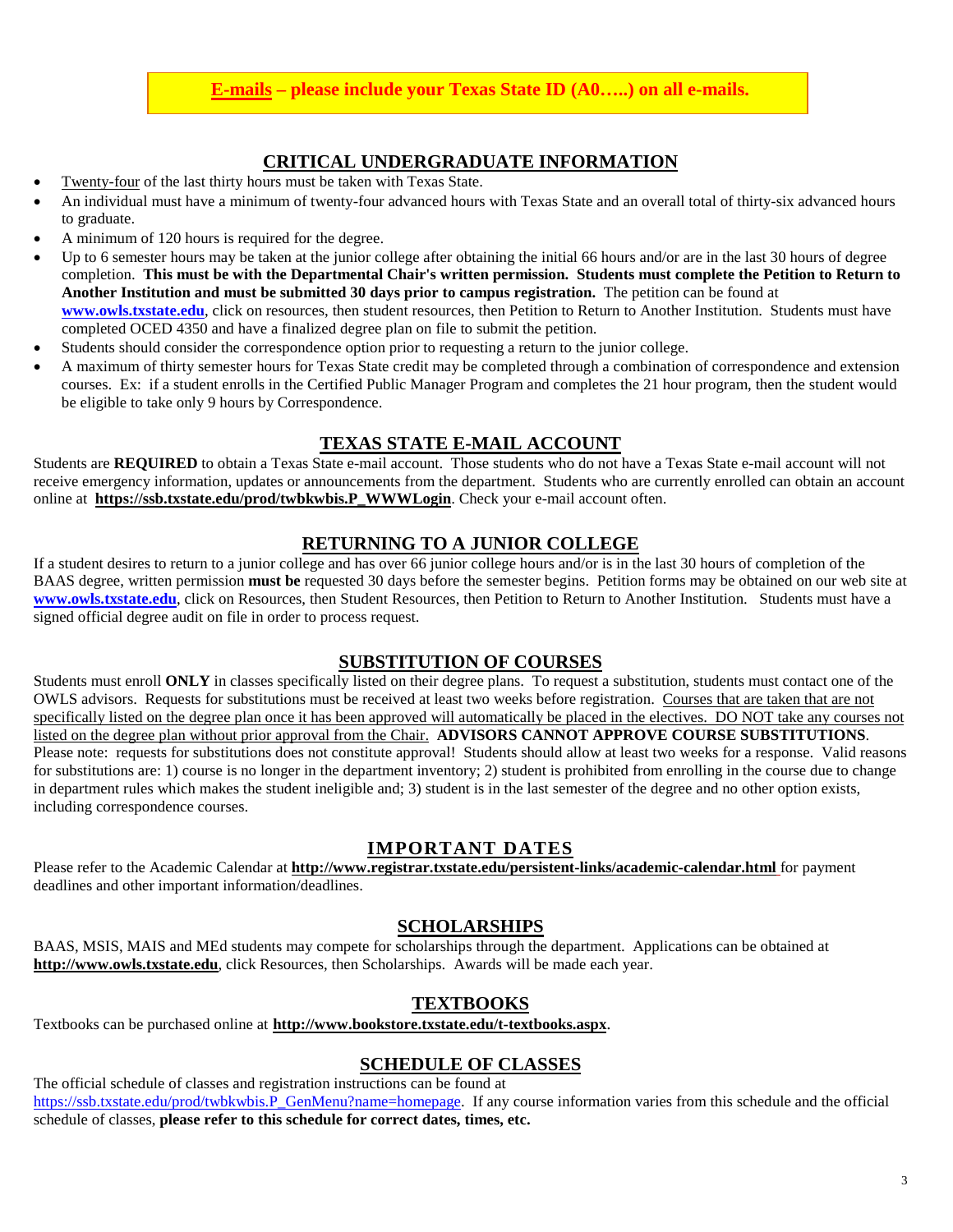**E-mails – please include your Texas State ID (A0…..) on all e-mails.**

## CRITICAL UNDERGRADUATE INFORMATION

- Twenty-four of the last thirty hours must be taken with Texas State.
- An individual must have a minimum of twenty-four advanced hours with Texas State and an overall total of thirty-six advanced hours to graduate.
- A minimum of 120 hours is required for the degree.
- Up to 6 semester hours may be taken at the junior college after obtaining the initial 66 hours and/or are in the last 30 hours of degree completion. **This must be with the Departmental Chair's written permission. Students must complete the Petition to Return to Another Institution and must be submitted 30 days prior to campus registration.** The petition can be found at **www.owls.txstate.edu**, click on resources, then student resources, then Petition to Return to Another Institution. Students must have completed OCED 4350 and have a finalized degree plan on file to submit the petition.
- Students should consider the correspondence option prior to requesting a return to the junior college.
- A maximum of thirty semester hours for Texas State credit may be completed through a combination of correspondence and extension courses. Ex: if a student enrolls in the Certified Public Manager Program and completes the 21 hour program, then the student would be eligible to take only 9 hours by Correspondence.

## TEXAS STATE E-MAIL ACCOUNT

Students are **REQUIRED** to obtain a Texas State e-mail account. Those students who do not have a Texas State e-mail account will not receive emergency information, updates or announcements from the department. Students who are currently enrolled can obtain an account online at **https://ssb.txstate.edu/prod/twbkwbis.P_WWWLogin**. Check your e-mail account often.

## RETURNING TO A JUNIOR COLLEGE

If a student desires to return to a junior college and has over 66 junior college hours and/or is in the last 30 hours of completion of the BAAS degree, written permission **must be** requested 30 days before the semester begins. Petition forms may be obtained on our web site at **www.owls.txstate.edu**, click on Resources, then Student Resources, then Petition to Return to Another Institution. Students must have a signed official degree audit on file in order to process request.

## SUBSTITUTION OF COURSES

Students must enroll **ONLY** in classes specifically listed on their degree plans. To request a substitution, students must contact one of the OWLS advisors. Requests for substitutions must be received at least two weeks before registration. Courses that are taken that are not specifically listed on the degree plan once it has been approved will automatically be placed in the electives. DO NOT take any courses not listed on the degree plan without prior approval from the Chair. **ADVISORS CANNOT APPROVE COURSE SUBSTITUTIONS**. Please note: requests for substitutions does not constitute approval! Students should allow at least two weeks for a response. Valid reasons for substitutions are: 1) course is no longer in the department inventory; 2) student is prohibited from enrolling in the course due to change in department rules which makes the student ineligible and; 3) student is in the last semester of the degree and no other option exists, including correspondence courses.

## IMPORTANT DATES

Please refer to the Academic Calendar at **http://www.registrar.txstate.edu/persistent-links/academic-calendar.html** for payment deadlines and other important information/deadlines.

## SCHOLARSHIPS

BAAS, MSIS, MAIS and MEd students may compete for scholarships through the department. Applications can be obtained at **http://www.owls.txstate.edu**, click Resources, then Scholarships. Awards will be made each year.

## TEXTBOOKS

Textbooks can be purchased online at **http://www.bookstore.txstate.edu/t-textbooks.aspx**.

## SCHEDULE OF CLASSES

The official schedule of classes and registration instructions can be found at https://ssb.txstate.edu/prod/twbkwbis.P_GenMenu?name=homepage. If any course information varies from this schedule and the official schedule of classes, **please refer to this schedule for correct dates, times, etc.**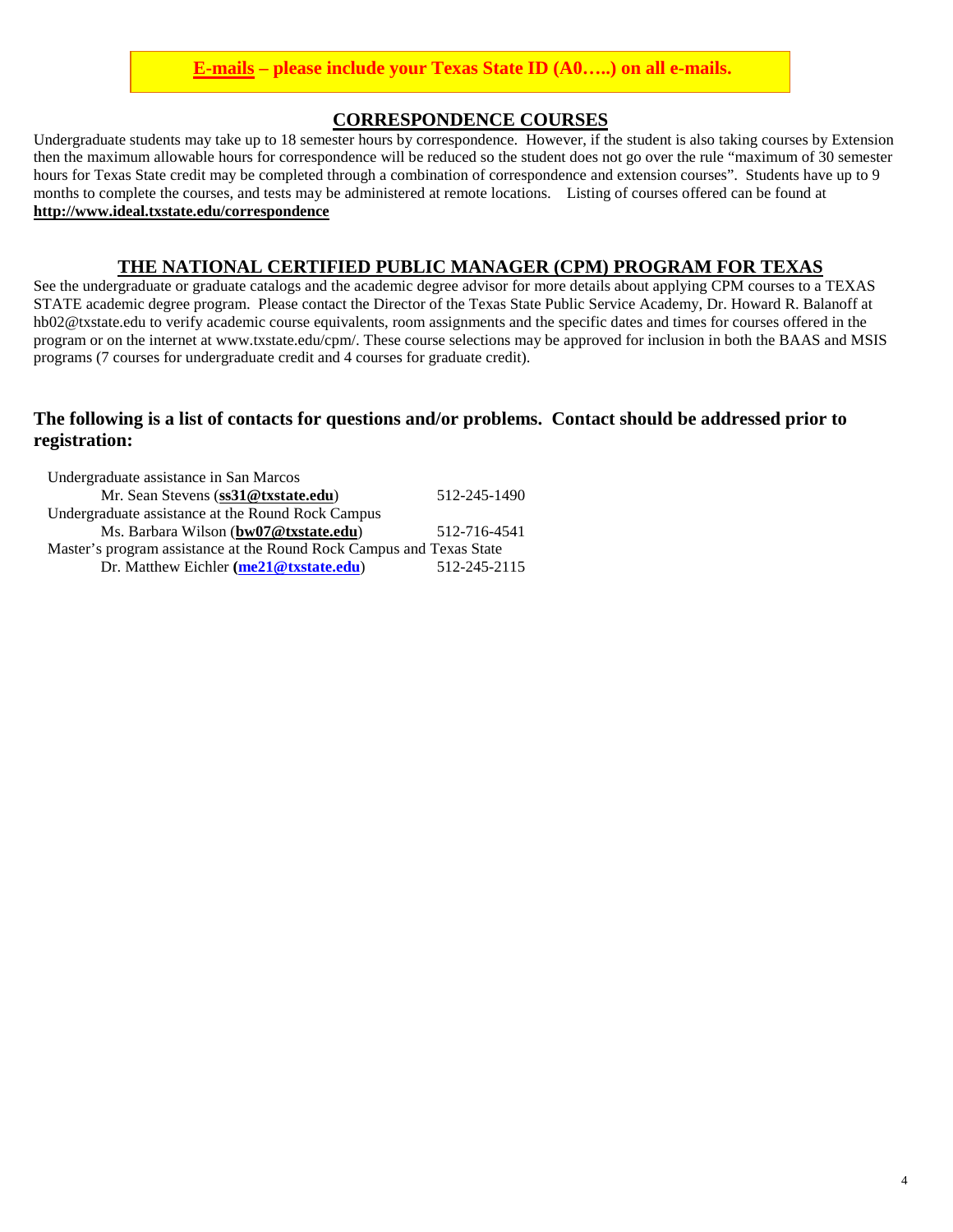**E-mails – please include your Texas State ID (A0…..) on all e-mails.**

## CORRESPONDENCE COURSES

Undergraduate students may take up to 18 semester hours by correspondence. However, if the student is also taking courses by Extension then the maximum allowable hours for correspondence will be reduced so the student does not go over the rule "maximum of 30 semester hours for Texas State credit may be completed through a combination of correspondence and extension courses". Students have up to 9 months to complete the courses, and tests may be administered at remote locations. Listing of courses offered can be found at **http://www.ideal.txstate.edu/correspondence**

## THE NATIONAL CERTIFIED PUBLIC MANAGER (CPM) PROGRAM FOR TEXAS

See the undergraduate or graduate catalogs and the academic degree advisor for more details about applying CPM courses to a TEXAS STATE academic degree program. Please contact the Director of the Texas State Public Service Academy, Dr. Howard R. Balanoff at hb02@txstate.edu to verify academic course equivalents, room assignments and the specific dates and times for courses offered in the program or on the internet at www.txstate.edu/cpm/. These course selections may be approved for inclusion in both the BAAS and MSIS programs (7 courses for undergraduate credit and 4 courses for graduate credit).

### The following is a list of contacts for questions and/or problems. Contact should be addressed prior to registration:

Undergraduate assistance in San Marcos
Mr. Sean Stevens (**ss31@txstate.edu**) 512-245-1490

Undergraduate assistance at the Round Rock Campus
Ms. Barbara Wilson (**bw07@txstate.edu**) 512-716-4541

Master's program assistance at the Round Rock Campus and Texas State
Dr. Matthew Eichler (**me21@txstate.edu**) 512-245-2115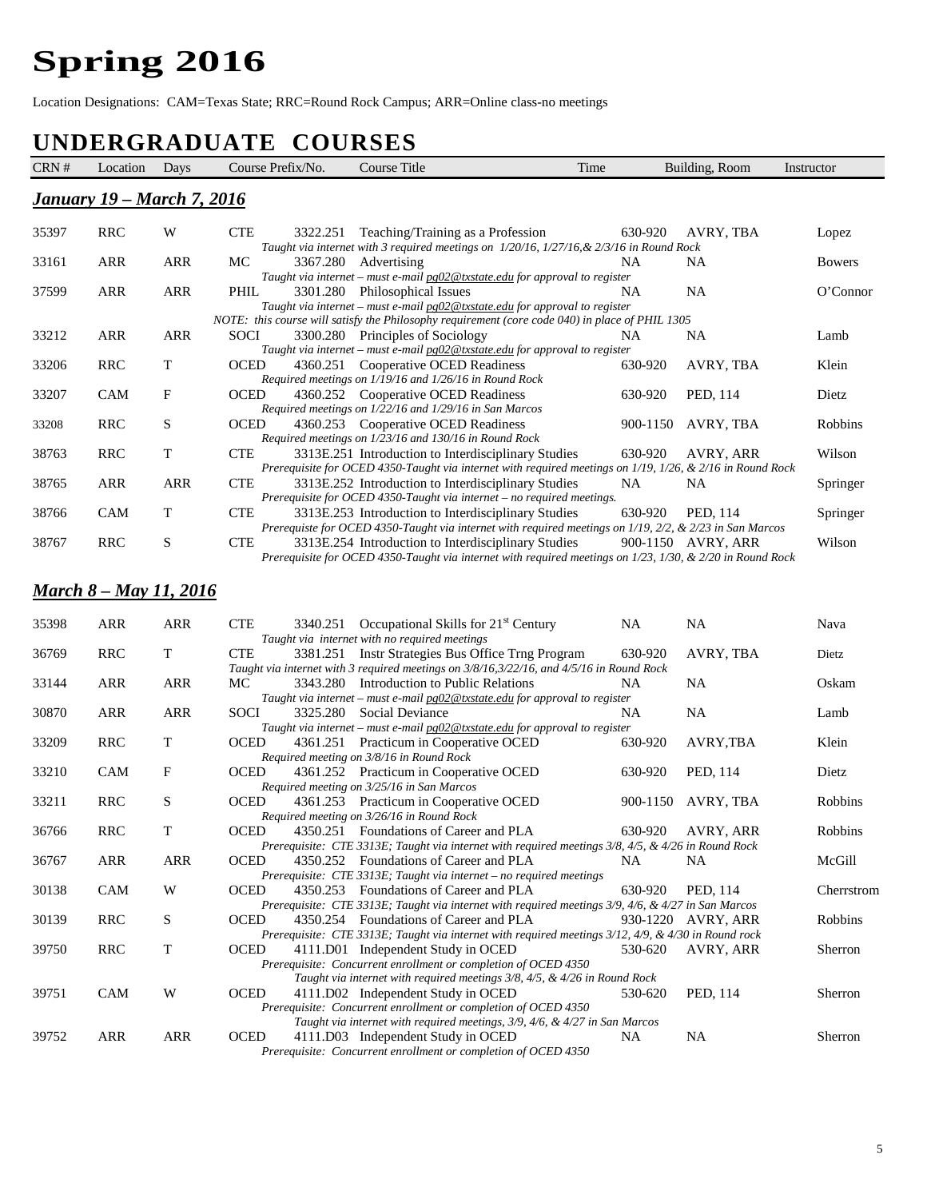# Spring 2016

Location Designations: CAM=Texas State; RRC=Round Rock Campus; ARR=Online class-no meetings

## UNDERGRADUATE COURSES

| CRN # | Location | Days | Course Prefix/No. | | Course Title | Time | Building, Room | Instructor |
|---|---|---|---|---|---|---|---|---|
| ***January 19 – March 7, 2016*** | | | | | | | | |
| 35397 | RRC | W | CTE | 3322.251 | Teaching/Training as a Profession *Taught via internet with 3 required meetings on 1/20/16, 1/27/16,& 2/3/16 in Round Rock* | 630-920 | AVRY, TBA | Lopez |
| 33161 | ARR | ARR | MC | 3367.280 | Advertising *Taught via internet – must e-mail pg02@txstate.edu for approval to register* | NA | NA | Bowers |
| 37599 | ARR | ARR | PHIL | 3301.280 | Philosophical Issues *Taught via internet – must e-mail pg02@txstate.edu for approval to register* *NOTE: this course will satisfy the Philosophy requirement (core code 040) in place of PHIL 1305* | NA | NA | O'Connor |
| 33212 | ARR | ARR | SOCI | 3300.280 | Principles of Sociology *Taught via internet – must e-mail pg02@txstate.edu for approval to register* | NA | NA | Lamb |
| 33206 | RRC | T | OCED | 4360.251 | Cooperative OCED Readiness *Required meetings on 1/19/16 and 1/26/16 in Round Rock* | 630-920 | AVRY, TBA | Klein |
| 33207 | CAM | F | OCED | 4360.252 | Cooperative OCED Readiness *Required meetings on 1/22/16 and 1/29/16 in San Marcos* | 630-920 | PED, 114 | Dietz |
| 33208 | RRC | S | OCED | 4360.253 | Cooperative OCED Readiness *Required meetings on 1/23/16 and 130/16 in Round Rock* | 900-1150 | AVRY, TBA | Robbins |
| 38763 | RRC | T | CTE | 3313E.251 | Introduction to Interdisciplinary Studies *Prerequisite for OCED 4350-Taught via internet with required meetings on 1/19, 1/26, & 2/16 in Round Rock* | 630-920 | AVRY, ARR | Wilson |
| 38765 | ARR | ARR | CTE | 3313E.252 | Introduction to Interdisciplinary Studies *Prerequisite for OCED 4350-Taught via internet – no required meetings.* | NA | NA | Springer |
| 38766 | CAM | T | CTE | 3313E.253 | Introduction to Interdisciplinary Studies *Prerequisite for OCED 4350-Taught via internet with required meetings on 1/19, 2/2, & 2/23 in San Marcos* | 630-920 | PED, 114 | Springer |
| 38767 | RRC | S | CTE | 3313E.254 | Introduction to Interdisciplinary Studies *Prerequisite for OCED 4350-Taught via internet with required meetings on 1/23, 1/30, & 2/20 in Round Rock* | 900-1150 | AVRY, ARR | Wilson |
| ***March 8 – May 11, 2016*** | | | | | | | | |
| 35398 | ARR | ARR | CTE | 3340.251 | Occupational Skills for 21st Century *Taught via internet with no required meetings* | NA | NA | Nava |
| 36769 | RRC | T | CTE | 3381.251 | Instr Strategies Bus Office Trng Program *Taught via internet with 3 required meetings on 3/8/16,3/22/16, and 4/5/16 in Round Rock* | 630-920 | AVRY, TBA | Dietz |
| 33144 | ARR | ARR | MC | 3343.280 | Introduction to Public Relations *Taught via internet – must e-mail pg02@txstate.edu for approval to register* | NA | NA | Oskam |
| 30870 | ARR | ARR | SOCI | 3325.280 | Social Deviance *Taught via internet – must e-mail pg02@txstate.edu for approval to register* | NA | NA | Lamb |
| 33209 | RRC | T | OCED | 4361.251 | Practicum in Cooperative OCED *Required meeting on 3/8/16 in Round Rock* | 630-920 | AVRY,TBA | Klein |
| 33210 | CAM | F | OCED | 4361.252 | Practicum in Cooperative OCED *Required meeting on 3/25/16 in San Marcos* | 630-920 | PED, 114 | Dietz |
| 33211 | RRC | S | OCED | 4361.253 | Practicum in Cooperative OCED *Required meeting on 3/26/16 in Round Rock* | 900-1150 | AVRY, TBA | Robbins |
| 36766 | RRC | T | OCED | 4350.251 | Foundations of Career and PLA *Prerequisite: CTE 3313E; Taught via internet with required meetings 3/8, 4/5, & 4/26 in Round Rock* | 630-920 | AVRY, ARR | Robbins |
| 36767 | ARR | ARR | OCED | 4350.252 | Foundations of Career and PLA *Prerequisite: CTE 3313E; Taught via internet – no required meetings* | NA | NA | McGill |
| 30138 | CAM | W | OCED | 4350.253 | Foundations of Career and PLA *Prerequisite: CTE 3313E; Taught via internet with required meetings 3/9, 4/6, & 4/27 in San Marcos* | 630-920 | PED, 114 | Cherrstrom |
| 30139 | RRC | S | OCED | 4350.254 | Foundations of Career and PLA *Prerequisite: CTE 3313E; Taught via internet with required meetings 3/12, 4/9, & 4/30 in Round rock* | 930-1220 | AVRY, ARR | Robbins |
| 39750 | RRC | T | OCED | 4111.D01 | Independent Study in OCED *Prerequisite: Concurrent enrollment or completion of OCED 4350* *Taught via internet with required meetings 3/8, 4/5, & 4/26 in Round Rock* | 530-620 | AVRY, ARR | Sherron |
| 39751 | CAM | W | OCED | 4111.D02 | Independent Study in OCED *Prerequisite: Concurrent enrollment or completion of OCED 4350* *Taught via internet with required meetings, 3/9, 4/6, & 4/27 in San Marcos* | 530-620 | PED, 114 | Sherron |
| 39752 | ARR | ARR | OCED | 4111.D03 | Independent Study in OCED *Prerequisite: Concurrent enrollment or completion of OCED 4350* | NA | NA | Sherron |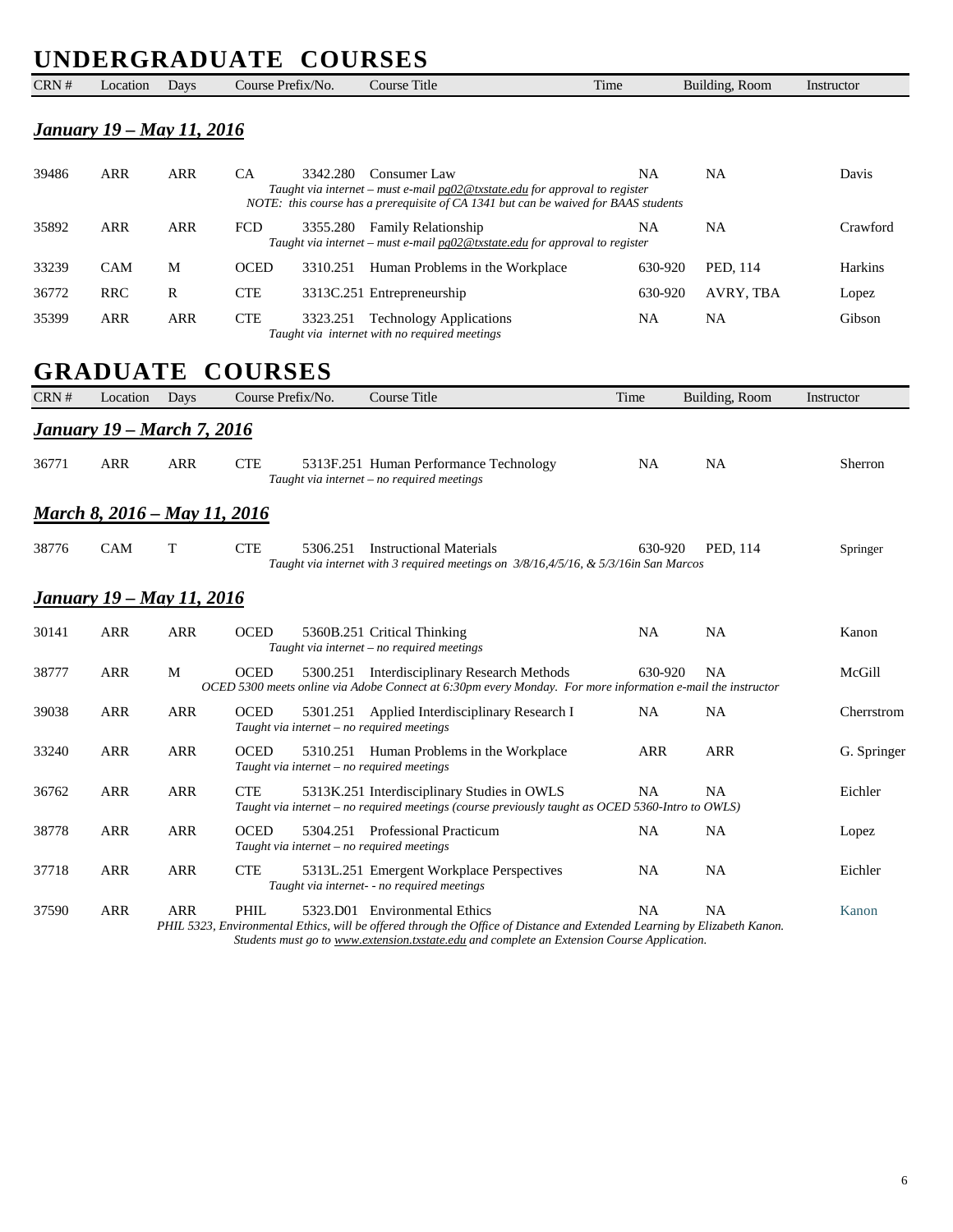# UNDERGRADUATE COURSES

| CRN # | Location | Days | Course Prefix/No. | | Course Title | Time | Building, Room | Instructor |
|---|---|---|---|---|---|---|---|---|

### *January 19 – May 11, 2016*

| CRN # | Location | Days | Course Prefix/No. | | Course Title | Time | Building, Room | Instructor |
|---|---|---|---|---|---|---|---|---|
| 39486 | ARR | ARR | CA | 3342.280 | Consumer Law<br>*Taught via internet – must e-mail pg02@txstate.edu for approval to register*<br>*NOTE: this course has a prerequisite of CA 1341 but can be waived for BAAS students* | NA | NA | Davis |
| 35892 | ARR | ARR | FCD | 3355.280 | Family Relationship<br>*Taught via internet – must e-mail pg02@txstate.edu for approval to register* | NA | NA | Crawford |
| 33239 | CAM | M | OCED | 3310.251 | Human Problems in the Workplace | 630-920 | PED, 114 | Harkins |
| 36772 | RRC | R | CTE | 3313C.251 | Entrepreneurship | 630-920 | AVRY, TBA | Lopez |
| 35399 | ARR | ARR | CTE | 3323.251 | Technology Applications<br>*Taught via internet with no required meetings* | NA | NA | Gibson |

# GRADUATE COURSES

### *January 19 – March 7, 2016*

| CRN # | Location | Days | Course Prefix/No. | | Course Title | Time | Building, Room | Instructor |
|---|---|---|---|---|---|---|---|---|
| 36771 | ARR | ARR | CTE | 5313F.251 | Human Performance Technology<br>*Taught via internet – no required meetings* | NA | NA | Sherron |

### *March 8, 2016 – May 11, 2016*

| CRN # | Location | Days | Course Prefix/No. | | Course Title | Time | Building, Room | Instructor |
|---|---|---|---|---|---|---|---|---|
| 38776 | CAM | T | CTE | 5306.251 | Instructional Materials<br>*Taught via internet with 3 required meetings on 3/8/16,4/5/16, & 5/3/16in San Marcos* | 630-920 | PED, 114 | Springer |

### *January 19 – May 11, 2016*

| CRN # | Location | Days | Course Prefix/No. | | Course Title | Time | Building, Room | Instructor |
|---|---|---|---|---|---|---|---|---|
| 30141 | ARR | ARR | OCED | 5360B.251 | Critical Thinking<br>*Taught via internet – no required meetings* | NA | NA | Kanon |
| 38777 | ARR | M | OCED | 5300.251 | Interdisciplinary Research Methods<br>*OCED 5300 meets online via Adobe Connect at 6:30pm every Monday. For more information e-mail the instructor* | 630-920 | NA | McGill |
| 39038 | ARR | ARR | OCED | 5301.251 | Applied Interdisciplinary Research I<br>*Taught via internet – no required meetings* | NA | NA | Cherrstrom |
| 33240 | ARR | ARR | OCED | 5310.251 | Human Problems in the Workplace<br>*Taught via internet – no required meetings* | ARR | ARR | G. Springer |
| 36762 | ARR | ARR | CTE | 5313K.251 | Interdisciplinary Studies in OWLS<br>*Taught via internet – no required meetings (course previously taught as OCED 5360-Intro to OWLS)* | NA | NA | Eichler |
| 38778 | ARR | ARR | OCED | 5304.251 | Professional Practicum<br>*Taught via internet – no required meetings* | NA | NA | Lopez |
| 37718 | ARR | ARR | CTE | 5313L.251 | Emergent Workplace Perspectives<br>*Taught via internet- - no required meetings* | NA | NA | Eichler |
| 37590 | ARR | ARR | PHIL | 5323.D01 | Environmental Ethics<br>*PHIL 5323, Environmental Ethics, will be offered through the Office of Distance and Extended Learning by Elizabeth Kanon. Students must go to www.extension.txstate.edu and complete an Extension Course Application.* | NA | NA | Kanon |